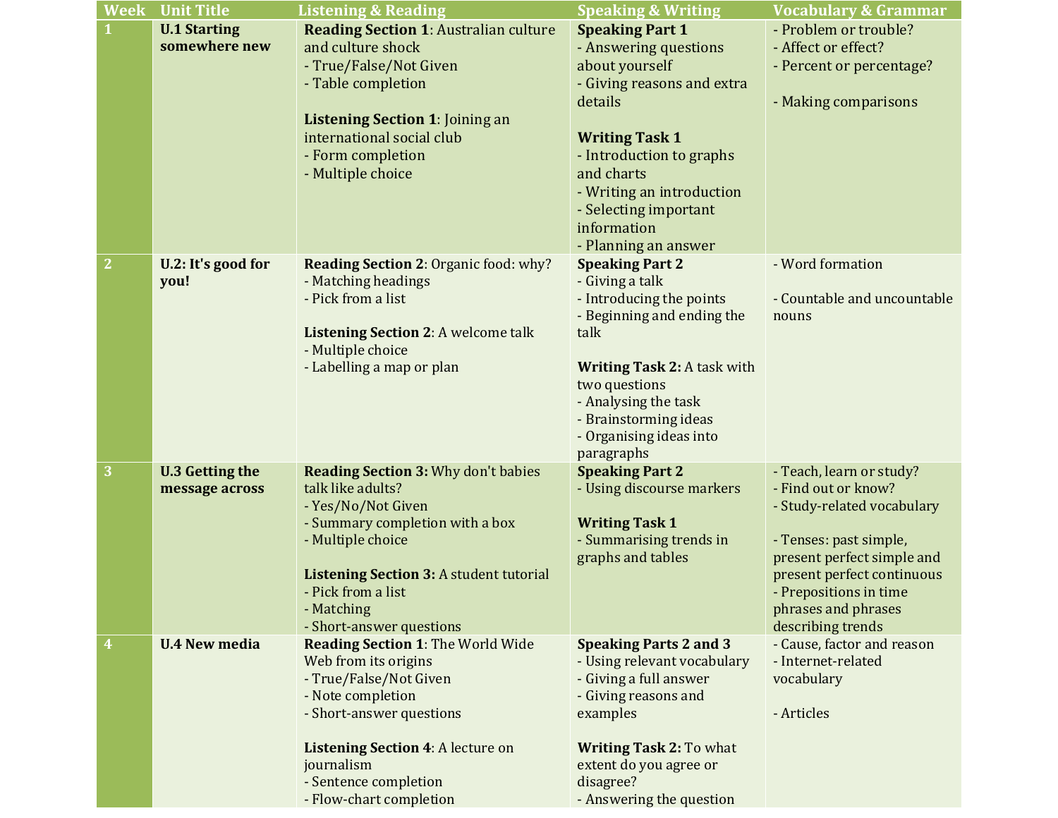| Week | Unit Title | Listening & Reading | Speaking & Writing | Vocabulary & Grammar |
|---|---|---|---|---|
| 1 | **U.1 Starting somewhere new** | **Reading Section 1**: Australian culture and culture shock<br>- True/False/Not Given<br>- Table completion<br><br>**Listening Section 1**: Joining an international social club<br>- Form completion<br>- Multiple choice | **Speaking Part 1**<br>- Answering questions about yourself<br>- Giving reasons and extra details<br><br>**Writing Task 1**<br>- Introduction to graphs and charts<br>- Writing an introduction<br>- Selecting important information<br>- Planning an answer | - Problem or trouble?<br>- Affect or effect?<br>- Percent or percentage?<br><br>- Making comparisons |
| 2 | **U.2: It's good for you!** | **Reading Section 2**: Organic food: why?<br>- Matching headings<br>- Pick from a list<br><br>**Listening Section 2**: A welcome talk<br>- Multiple choice<br>- Labelling a map or plan | **Speaking Part 2**<br>- Giving a talk<br>- Introducing the points<br>- Beginning and ending the talk<br><br>**Writing Task 2:** A task with two questions<br>- Analysing the task<br>- Brainstorming ideas<br>- Organising ideas into paragraphs | - Word formation<br><br>- Countable and uncountable nouns |
| 3 | **U.3 Getting the message across** | **Reading Section 3:** Why don't babies talk like adults?<br>- Yes/No/Not Given<br>- Summary completion with a box<br>- Multiple choice<br><br>**Listening Section 3:** A student tutorial<br>- Pick from a list<br>- Matching<br>- Short-answer questions | **Speaking Part 2**<br>- Using discourse markers<br><br>**Writing Task 1**<br>- Summarising trends in graphs and tables | - Teach, learn or study?<br>- Find out or know?<br>- Study-related vocabulary<br><br>- Tenses: past simple, present perfect simple and present perfect continuous<br>- Prepositions in time phrases and phrases describing trends |
| 4 | **U.4 New media** | **Reading Section 1**: The World Wide Web from its origins<br>- True/False/Not Given<br>- Note completion<br>- Short-answer questions<br><br>**Listening Section 4**: A lecture on journalism<br>- Sentence completion<br>- Flow-chart completion | **Speaking Parts 2 and 3**<br>- Using relevant vocabulary<br>- Giving a full answer<br>- Giving reasons and examples<br><br>**Writing Task 2:** To what extent do you agree or disagree?<br>- Answering the question | - Cause, factor and reason<br>- Internet-related vocabulary<br><br>- Articles |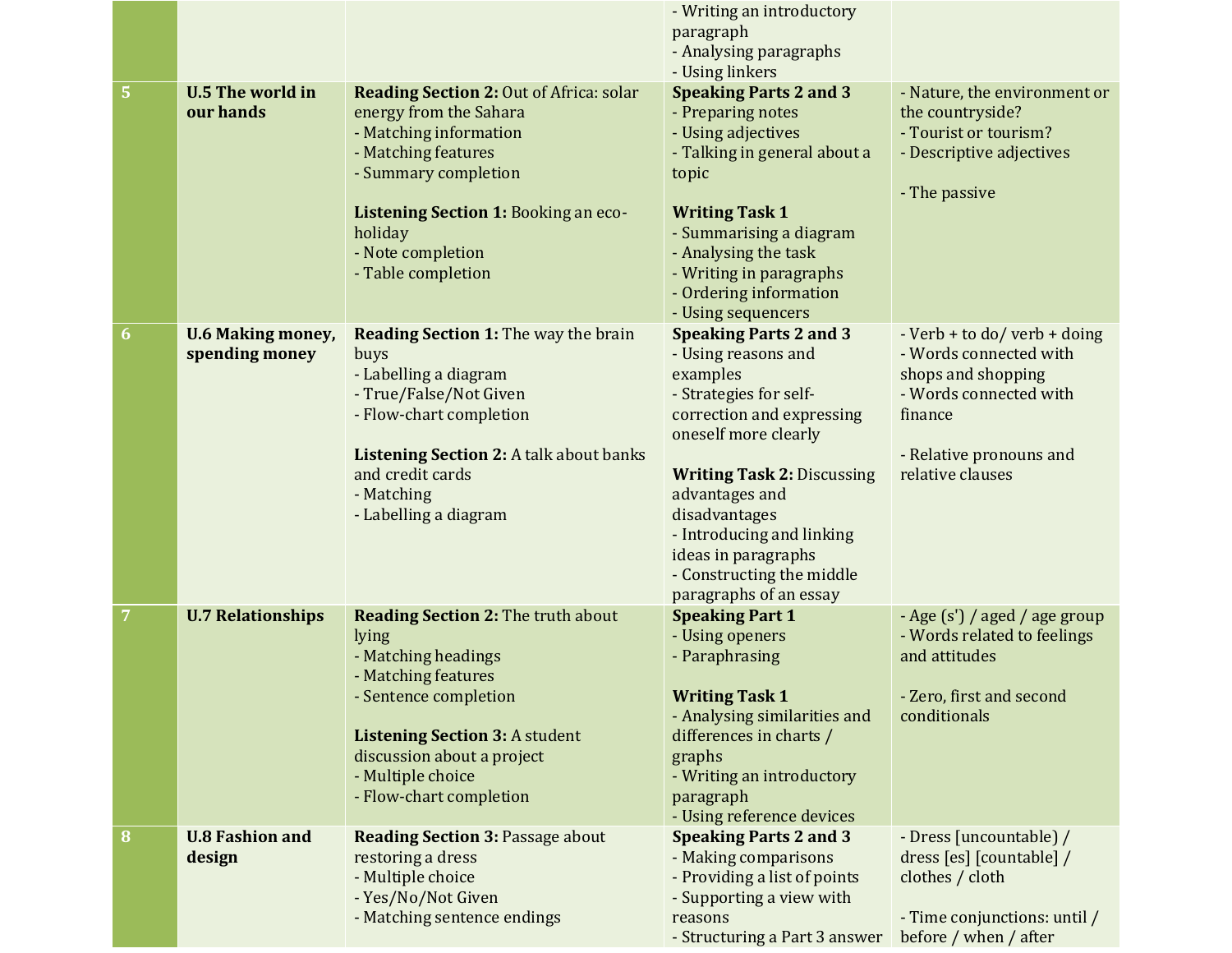| | | | | |
|---|---|---|---|---|
| | | | - Writing an introductory paragraph<br>- Analysing paragraphs<br>- Using linkers | |
| 5 | **U.5 The world in our hands** | **Reading Section 2:** Out of Africa: solar energy from the Sahara<br>- Matching information<br>- Matching features<br>- Summary completion<br><br>**Listening Section 1:** Booking an eco-holiday<br>- Note completion<br>- Table completion | **Speaking Parts 2 and 3**<br>- Preparing notes<br>- Using adjectives<br>- Talking in general about a topic<br><br>**Writing Task 1**<br>- Summarising a diagram<br>- Analysing the task<br>- Writing in paragraphs<br>- Ordering information<br>- Using sequencers | - Nature, the environment or the countryside?<br>- Tourist or tourism?<br>- Descriptive adjectives<br><br>- The passive |
| 6 | **U.6 Making money, spending money** | **Reading Section 1:** The way the brain buys<br>- Labelling a diagram<br>- True/False/Not Given<br>- Flow-chart completion<br><br>**Listening Section 2:** A talk about banks and credit cards<br>- Matching<br>- Labelling a diagram | **Speaking Parts 2 and 3**<br>- Using reasons and examples<br>- Strategies for self-correction and expressing oneself more clearly<br><br>**Writing Task 2:** Discussing advantages and disadvantages<br>- Introducing and linking ideas in paragraphs<br>- Constructing the middle paragraphs of an essay | - Verb + to do/ verb + doing<br>- Words connected with shops and shopping<br>- Words connected with finance<br><br>- Relative pronouns and relative clauses |
| 7 | **U.7 Relationships** | **Reading Section 2:** The truth about lying<br>- Matching headings<br>- Matching features<br>- Sentence completion<br><br>**Listening Section 3:** A student discussion about a project<br>- Multiple choice<br>- Flow-chart completion | **Speaking Part 1**<br>- Using openers<br>- Paraphrasing<br><br>**Writing Task 1**<br>- Analysing similarities and differences in charts / graphs<br>- Writing an introductory paragraph<br>- Using reference devices | - Age (s') / aged / age group<br>- Words related to feelings and attitudes<br><br>- Zero, first and second conditionals |
| 8 | **U.8 Fashion and design** | **Reading Section 3:** Passage about restoring a dress<br>- Multiple choice<br>- Yes/No/Not Given<br>- Matching sentence endings | **Speaking Parts 2 and 3**<br>- Making comparisons<br>- Providing a list of points<br>- Supporting a view with reasons<br>- Structuring a Part 3 answer | - Dress [uncountable] / dress [es] [countable] / clothes / cloth<br><br>- Time conjunctions: until / before / when / after |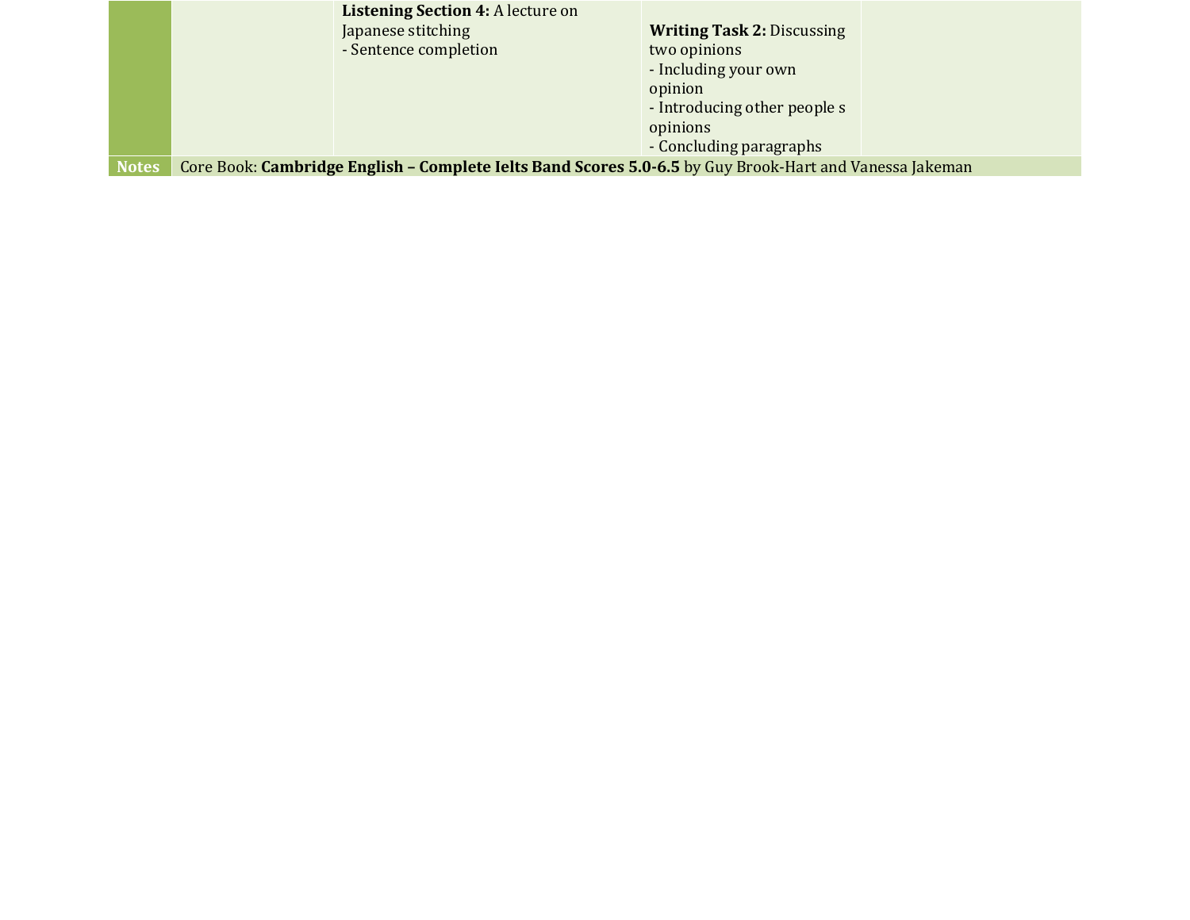| | | | | |
|---|---|---|---|---|
| | | **Listening Section 4:** A lecture on Japanese stitching<br>- Sentence completion | **Writing Task 2:** Discussing two opinions<br>- Including your own opinion<br>- Introducing other people s opinions<br>- Concluding paragraphs | |
| **Notes** | Core Book: **Cambridge English – Complete Ielts Band Scores 5.0-6.5** by Guy Brook-Hart and Vanessa Jakeman | | | |